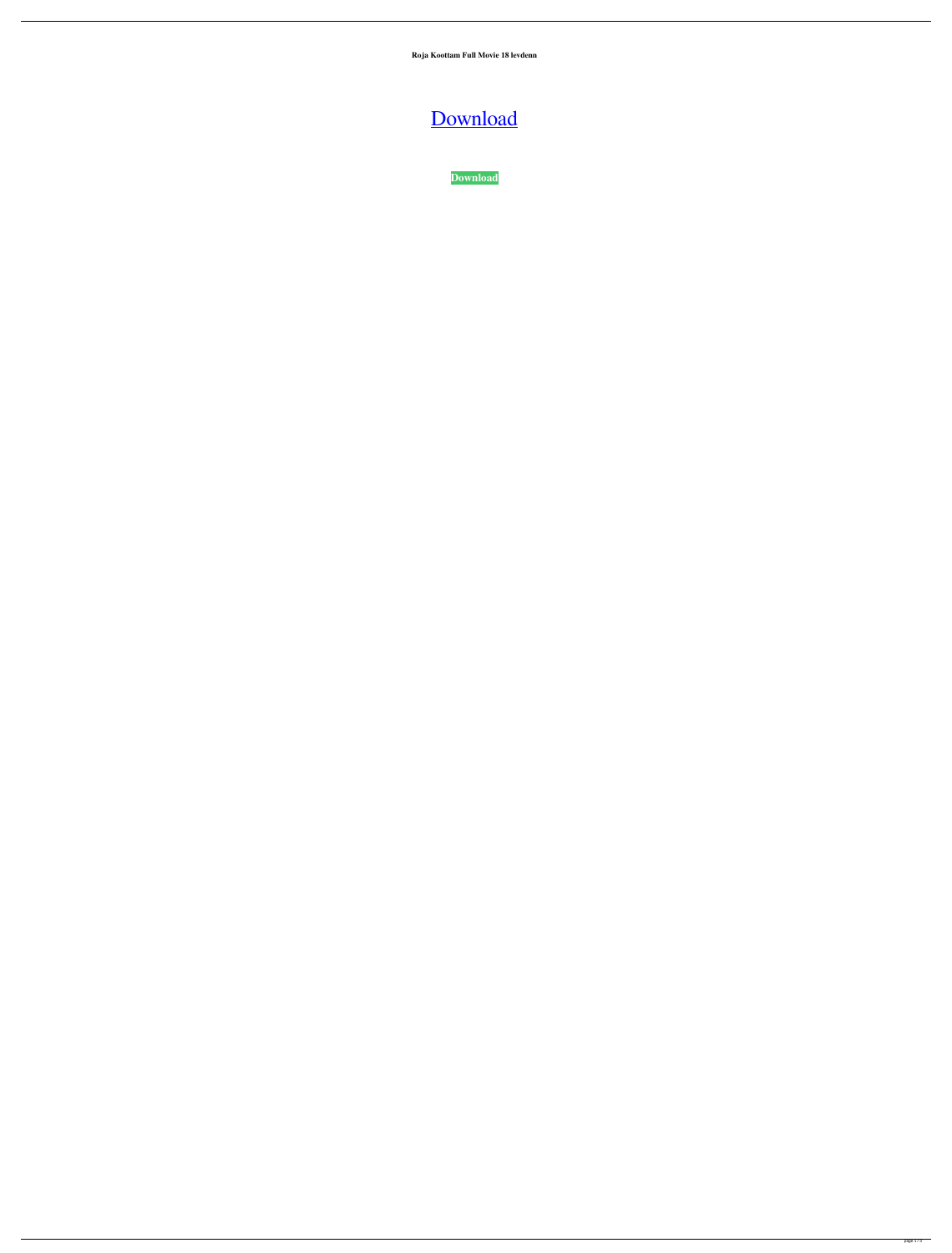**Roja Koottam Full Movie 18 levdenn**

# [Download](Download)

**Download**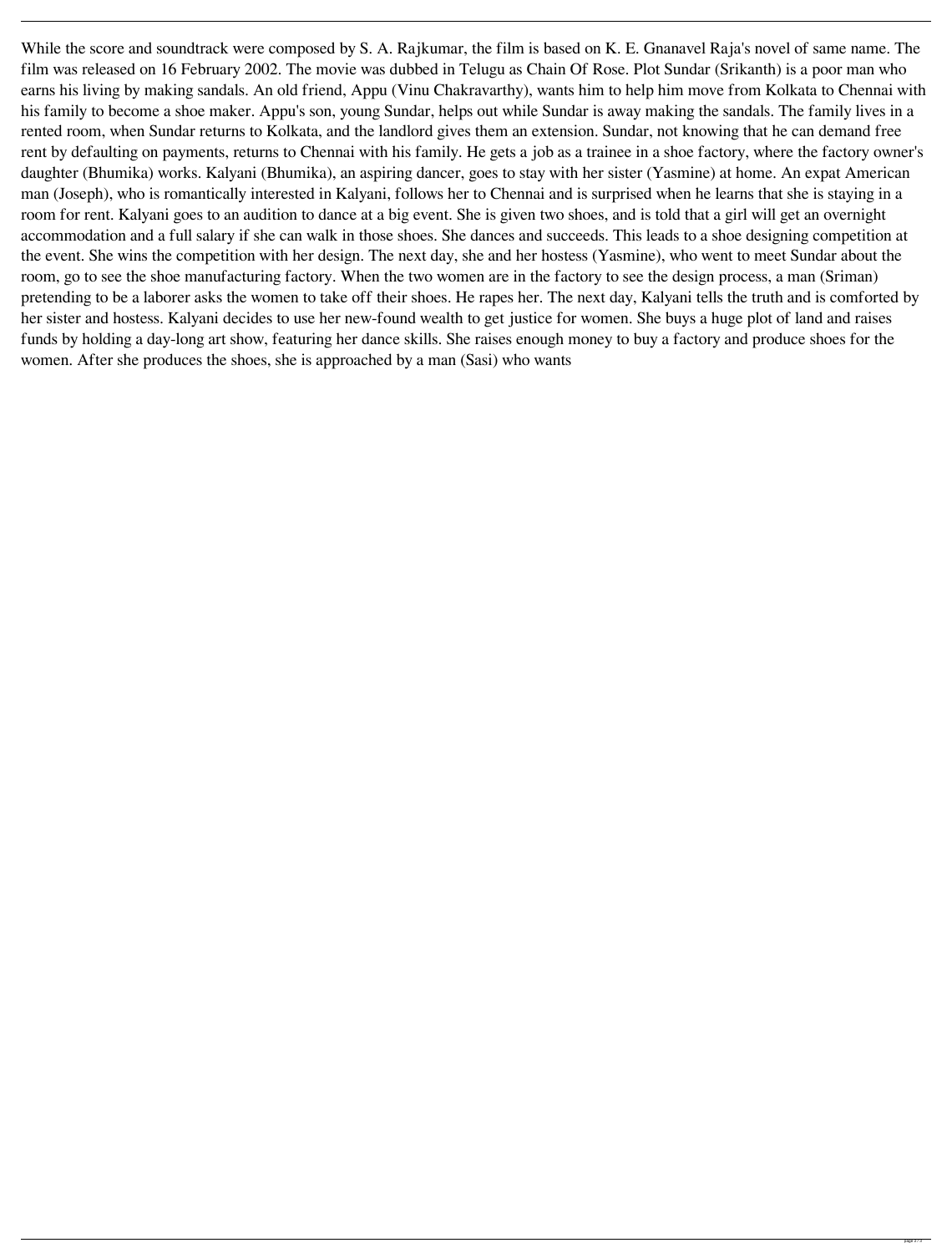While the score and soundtrack were composed by S. A. Rajkumar, the film is based on K. E. Gnanavel Raja's novel of same name. The film was released on 16 February 2002. The movie was dubbed in Telugu as Chain Of Rose. Plot Sundar (Srikanth) is a poor man who earns his living by making sandals. An old friend, Appu (Vinu Chakravarthy), wants him to help him move from Kolkata to Chennai with his family to become a shoe maker. Appu's son, young Sundar, helps out while Sundar is away making the sandals. The family lives in a rented room, when Sundar returns to Kolkata, and the landlord gives them an extension. Sundar, not knowing that he can demand free rent by defaulting on payments, returns to Chennai with his family. He gets a job as a trainee in a shoe factory, where the factory owner's daughter (Bhumika) works. Kalyani (Bhumika), an aspiring dancer, goes to stay with her sister (Yasmine) at home. An expat American man (Joseph), who is romantically interested in Kalyani, follows her to Chennai and is surprised when he learns that she is staying in a room for rent. Kalyani goes to an audition to dance at a big event. She is given two shoes, and is told that a girl will get an overnight accommodation and a full salary if she can walk in those shoes. She dances and succeeds. This leads to a shoe designing competition at the event. She wins the competition with her design. The next day, she and her hostess (Yasmine), who went to meet Sundar about the room, go to see the shoe manufacturing factory. When the two women are in the factory to see the design process, a man (Sriman) pretending to be a laborer asks the women to take off their shoes. He rapes her. The next day, Kalyani tells the truth and is comforted by her sister and hostess. Kalyani decides to use her new-found wealth to get justice for women. She buys a huge plot of land and raises funds by holding a day-long art show, featuring her dance skills. She raises enough money to buy a factory and produce shoes for the women. After she produces the shoes, she is approached by a man (Sasi) who wants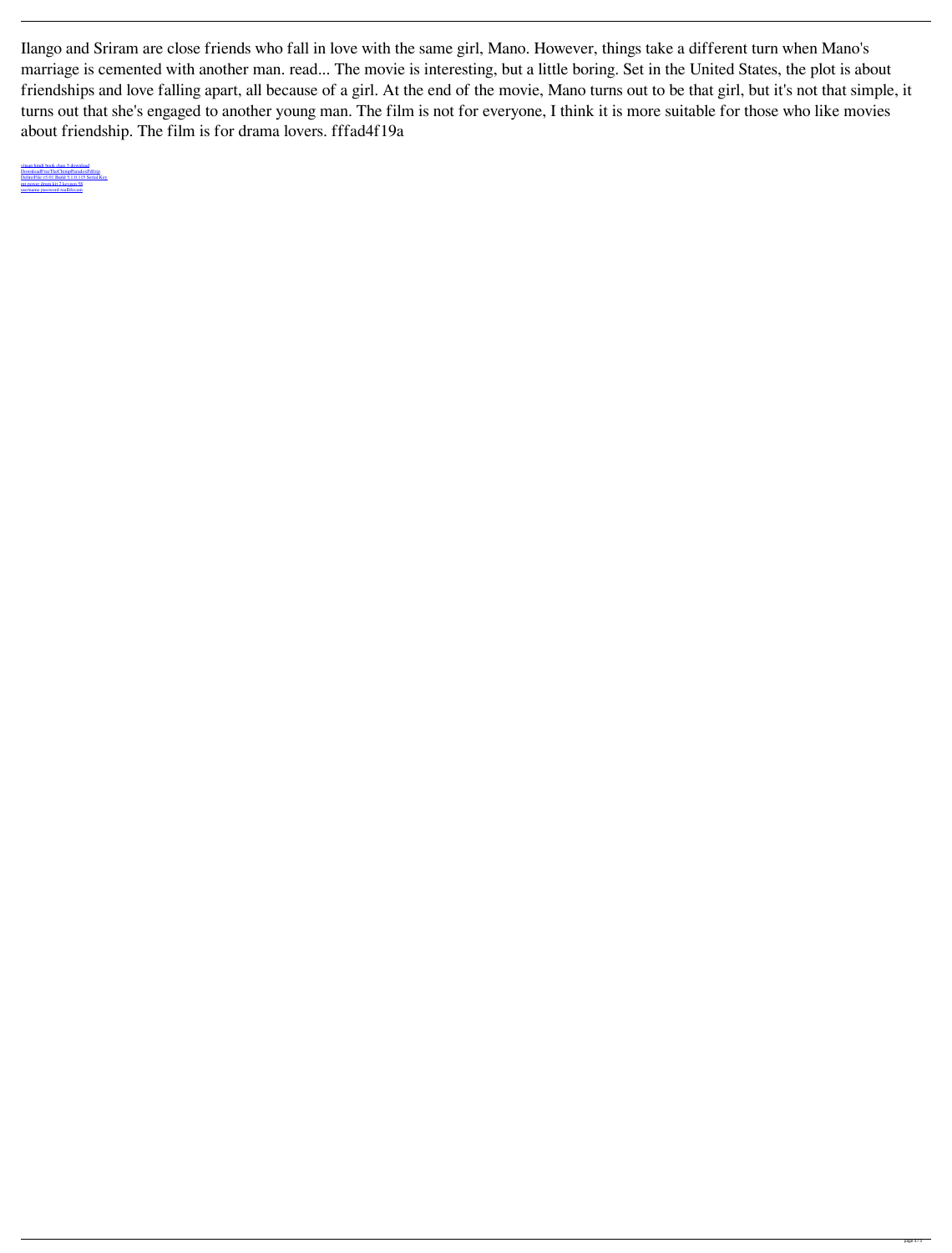Ilango and Sriram are close friends who fall in love with the same girl, Mano. However, things take a different turn when Mano's marriage is cemented with another man. read... The movie is interesting, but a little boring. Set in the United States, the plot is about friendships and love falling apart, all because of a girl. At the end of the movie, Mano turns out to be that girl, but it's not that simple, it turns out that she's engaged to another young man. The film is not for everyone, I think it is more suitable for those who like movies about friendship. The film is for drama lovers. fffad4f19a

vitaan hindi book class 5 download
DownloadFreeTheChimpParadoxPdfzip
DefineFile v5.01 Build 5.1.0.115 Serial Key
njs power drum kit 2 keygen 58
username password realfile.com